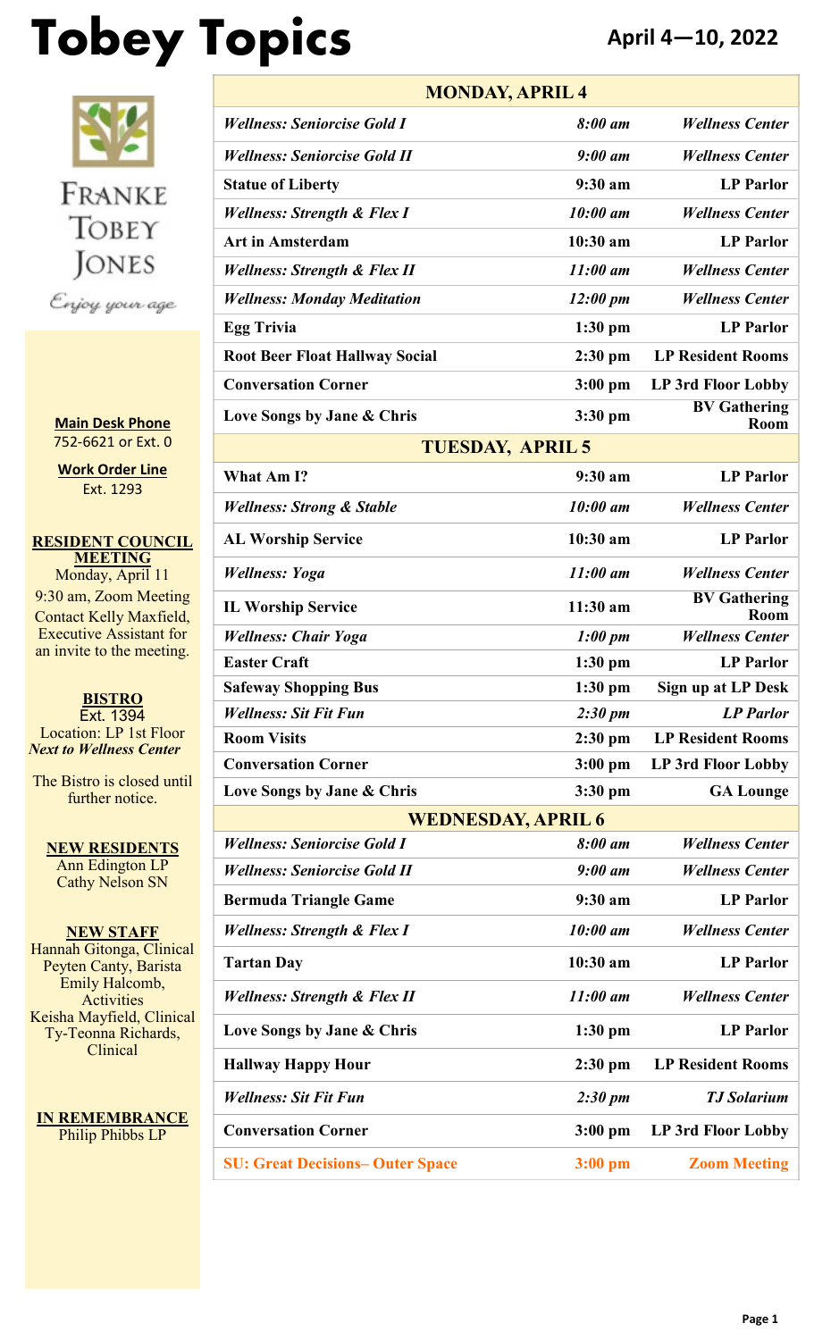# Tobey Topics

**April 4—10, 2022**

Franke Tobey Jones

*Enjoy your age*

**Main Desk Phone**
752-6621 or Ext. 0

**Work Order Line**
Ext. 1293

**RESIDENT COUNCIL MEETING**
Monday, April 11
9:30 am, Zoom Meeting
Contact Kelly Maxfield, Executive Assistant for an invite to the meeting.

**BISTRO**
Ext. 1394
Location: LP 1st Floor
***Next to Wellness Center***

The Bistro is closed until further notice.

**NEW RESIDENTS**
Ann Edington LP
Cathy Nelson SN

**NEW STAFF**
Hannah Gitonga, Clinical
Peyten Canty, Barista
Emily Halcomb, Activities
Keisha Mayfield, Clinical
Ty-Teonna Richards, Clinical

**IN REMEMBRANCE**
Philip Phibbs LP

| **MONDAY, APRIL 4** | | |
|---|---|---|
| ***Wellness: Seniorcise Gold I*** | ***8:00 am*** | ***Wellness Center*** |
| ***Wellness: Seniorcise Gold II*** | ***9:00 am*** | ***Wellness Center*** |
| **Statue of Liberty** | **9:30 am** | **LP Parlor** |
| ***Wellness: Strength & Flex I*** | ***10:00 am*** | ***Wellness Center*** |
| **Art in Amsterdam** | **10:30 am** | **LP Parlor** |
| ***Wellness: Strength & Flex II*** | ***11:00 am*** | ***Wellness Center*** |
| ***Wellness: Monday Meditation*** | ***12:00 pm*** | ***Wellness Center*** |
| **Egg Trivia** | **1:30 pm** | **LP Parlor** |
| **Root Beer Float Hallway Social** | **2:30 pm** | **LP Resident Rooms** |
| **Conversation Corner** | **3:00 pm** | **LP 3rd Floor Lobby** |
| **Love Songs by Jane & Chris** | **3:30 pm** | **BV Gathering Room** |
| **TUESDAY, APRIL 5** | | |
| **What Am I?** | **9:30 am** | **LP Parlor** |
| ***Wellness: Strong & Stable*** | ***10:00 am*** | ***Wellness Center*** |
| **AL Worship Service** | **10:30 am** | **LP Parlor** |
| ***Wellness: Yoga*** | ***11:00 am*** | ***Wellness Center*** |
| **IL Worship Service** | **11:30 am** | **BV Gathering Room** |
| ***Wellness: Chair Yoga*** | ***1:00 pm*** | ***Wellness Center*** |
| **Easter Craft** | **1:30 pm** | **LP Parlor** |
| **Safeway Shopping Bus** | **1:30 pm** | **Sign up at LP Desk** |
| ***Wellness: Sit Fit Fun*** | ***2:30 pm*** | ***LP Parlor*** |
| **Room Visits** | **2:30 pm** | **LP Resident Rooms** |
| **Conversation Corner** | **3:00 pm** | **LP 3rd Floor Lobby** |
| **Love Songs by Jane & Chris** | **3:30 pm** | **GA Lounge** |
| **WEDNESDAY, APRIL 6** | | |
| ***Wellness: Seniorcise Gold I*** | ***8:00 am*** | ***Wellness Center*** |
| ***Wellness: Seniorcise Gold II*** | ***9:00 am*** | ***Wellness Center*** |
| **Bermuda Triangle Game** | **9:30 am** | **LP Parlor** |
| ***Wellness: Strength & Flex I*** | ***10:00 am*** | ***Wellness Center*** |
| **Tartan Day** | **10:30 am** | **LP Parlor** |
| ***Wellness: Strength & Flex II*** | ***11:00 am*** | ***Wellness Center*** |
| **Love Songs by Jane & Chris** | **1:30 pm** | **LP Parlor** |
| **Hallway Happy Hour** | **2:30 pm** | **LP Resident Rooms** |
| ***Wellness: Sit Fit Fun*** | ***2:30 pm*** | ***TJ Solarium*** |
| **Conversation Corner** | **3:00 pm** | **LP 3rd Floor Lobby** |
| **SU: Great Decisions– Outer Space** | **3:00 pm** | **Zoom Meeting** |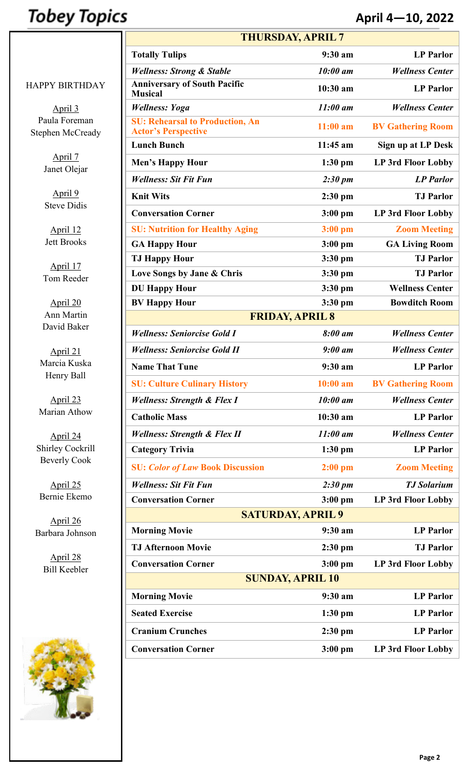# Tobey Topics

## April 4—10, 2022

HAPPY BIRTHDAY

April 3
Paula Foreman
Stephen McCready

April 7
Janet Olejar

April 9
Steve Didis

April 12
Jett Brooks

April 17
Tom Reeder

April 20
Ann Martin
David Baker

April 21
Marcia Kuska
Henry Ball

April 23
Marian Athow

April 24
Shirley Cockrill
Beverly Cook

April 25
Bernie Ekemo

April 26
Barbara Johnson

April 28
Bill Keebler

| THURSDAY, APRIL 7 | | |
|---|---|---|
| **Totally Tulips** | **9:30 am** | **LP Parlor** |
| ***Wellness: Strong & Stable*** | ***10:00 am*** | ***Wellness Center*** |
| **Anniversary of South Pacific Musical** | **10:30 am** | **LP Parlor** |
| ***Wellness: Yoga*** | ***11:00 am*** | ***Wellness Center*** |
| **SU: Rehearsal to Production, An Actor's Perspective** | **11:00 am** | **BV Gathering Room** |
| **Lunch Bunch** | **11:45 am** | **Sign up at LP Desk** |
| **Men's Happy Hour** | **1:30 pm** | **LP 3rd Floor Lobby** |
| ***Wellness: Sit Fit Fun*** | ***2:30 pm*** | ***LP Parlor*** |
| **Knit Wits** | **2:30 pm** | **TJ Parlor** |
| **Conversation Corner** | **3:00 pm** | **LP 3rd Floor Lobby** |
| **SU: Nutrition for Healthy Aging** | **3:00 pm** | **Zoom Meeting** |
| **GA Happy Hour** | **3:00 pm** | **GA Living Room** |
| **TJ Happy Hour** | **3:30 pm** | **TJ Parlor** |
| **Love Songs by Jane & Chris** | **3:30 pm** | **TJ Parlor** |
| **DU Happy Hour** | **3:30 pm** | **Wellness Center** |
| **BV Happy Hour** | **3:30 pm** | **Bowditch Room** |
| **FRIDAY, APRIL 8** | | |
| ***Wellness: Seniorcise Gold I*** | ***8:00 am*** | ***Wellness Center*** |
| ***Wellness: Seniorcise Gold II*** | ***9:00 am*** | ***Wellness Center*** |
| **Name That Tune** | **9:30 am** | **LP Parlor** |
| **SU: Culture Culinary History** | **10:00 am** | **BV Gathering Room** |
| ***Wellness: Strength & Flex I*** | ***10:00 am*** | ***Wellness Center*** |
| **Catholic Mass** | **10:30 am** | **LP Parlor** |
| ***Wellness: Strength & Flex II*** | ***11:00 am*** | ***Wellness Center*** |
| **Category Trivia** | **1:30 pm** | **LP Parlor** |
| **SU: *Color of Law* Book Discussion** | **2:00 pm** | **Zoom Meeting** |
| ***Wellness: Sit Fit Fun*** | ***2:30 pm*** | ***TJ Solarium*** |
| **Conversation Corner** | **3:00 pm** | **LP 3rd Floor Lobby** |
| **SATURDAY, APRIL 9** | | |
| **Morning Movie** | **9:30 am** | **LP Parlor** |
| **TJ Afternoon Movie** | **2:30 pm** | **TJ Parlor** |
| **Conversation Corner** | **3:00 pm** | **LP 3rd Floor Lobby** |
| **SUNDAY, APRIL 10** | | |
| **Morning Movie** | **9:30 am** | **LP Parlor** |
| **Seated Exercise** | **1:30 pm** | **LP Parlor** |
| **Cranium Crunches** | **2:30 pm** | **LP Parlor** |
| **Conversation Corner** | **3:00 pm** | **LP 3rd Floor Lobby** |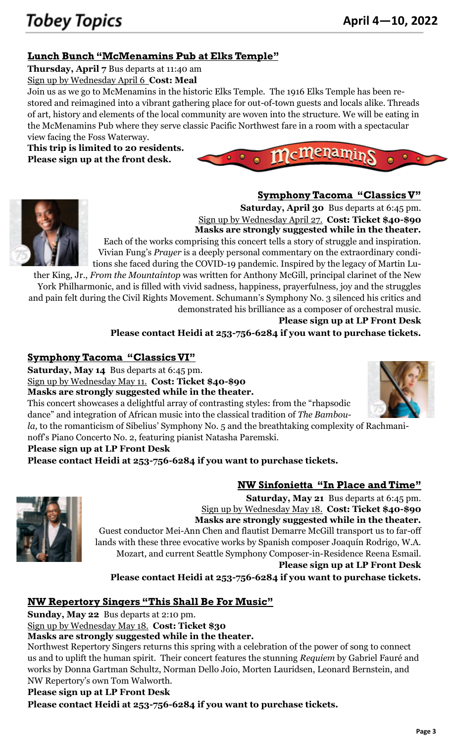## Lunch Bunch "McMenamins Pub at Elks Temple"

**Thursday, April 7** Bus departs at 11:40 am

Sign up by Wednesday April 6 **Cost: Meal**

Join us as we go to McMenamins in the historic Elks Temple. The 1916 Elks Temple has been restored and reimagined into a vibrant gathering place for out-of-town guests and locals alike. Threads of art, history and elements of the local community are woven into the structure. We will be eating in the McMenamins Pub where they serve classic Pacific Northwest fare in a room with a spectacular view facing the Foss Waterway.

**This trip is limited to 20 residents.**
**Please sign up at the front desk.**

## Symphony Tacoma "Classics V"

**Saturday, April 30** Bus departs at 6:45 pm.

Sign up by Wednesday April 27. **Cost: Ticket $40-$90**

**Masks are strongly suggested while in the theater.**

Each of the works comprising this concert tells a story of struggle and inspiration. Vivian Fung's *Prayer* is a deeply personal commentary on the extraordinary conditions she faced during the COVID-19 pandemic. Inspired by the legacy of Martin Luther King, Jr., *From the Mountaintop* was written for Anthony McGill, principal clarinet of the New York Philharmonic, and is filled with vivid sadness, happiness, prayerfulness, joy and the struggles and pain felt during the Civil Rights Movement. Schumann's Symphony No. 3 silenced his critics and demonstrated his brilliance as a composer of orchestral music.

**Please sign up at LP Front Desk**

**Please contact Heidi at 253-756-6284 if you want to purchase tickets.**

## Symphony Tacoma "Classics VI"

**Saturday, May 14** Bus departs at 6:45 pm.

Sign up by Wednesday May 11. **Cost: Ticket $40-$90**

**Masks are strongly suggested while in the theater.**

This concert showcases a delightful array of contrasting styles: from the "rhapsodic dance" and integration of African music into the classical tradition of *The Bamboula,* to the romanticism of Sibelius' Symphony No. 5 and the breathtaking complexity of Rachmaninoff's Piano Concerto No. 2, featuring pianist Natasha Paremski.

**Please sign up at LP Front Desk**

**Please contact Heidi at 253-756-6284 if you want to purchase tickets.**

## NW Sinfonietta "In Place and Time"

**Saturday, May 21** Bus departs at 6:45 pm.

Sign up by Wednesday May 18. **Cost: Ticket $40-$90**

**Masks are strongly suggested while in the theater.**

Guest conductor Mei-Ann Chen and flautist Demarre McGill transport us to far-off lands with these three evocative works by Spanish composer Joaquín Rodrigo, W.A. Mozart, and current Seattle Symphony Composer-in-Residence Reena Esmail.

**Please sign up at LP Front Desk**

**Please contact Heidi at 253-756-6284 if you want to purchase tickets.**

## NW Repertory Singers "This Shall Be For Music"

**Sunday, May 22** Bus departs at 2:10 pm.

Sign up by Wednesday May 18. **Cost: Ticket $30**

**Masks are strongly suggested while in the theater.**

Northwest Repertory Singers returns this spring with a celebration of the power of song to connect us and to uplift the human spirit. Their concert features the stunning *Requiem* by Gabriel Fauré and works by Donna Gartman Schultz, Norman Dello Joio, Morten Lauridsen, Leonard Bernstein, and NW Repertory's own Tom Walworth.

**Please sign up at LP Front Desk**

**Please contact Heidi at 253-756-6284 if you want to purchase tickets.**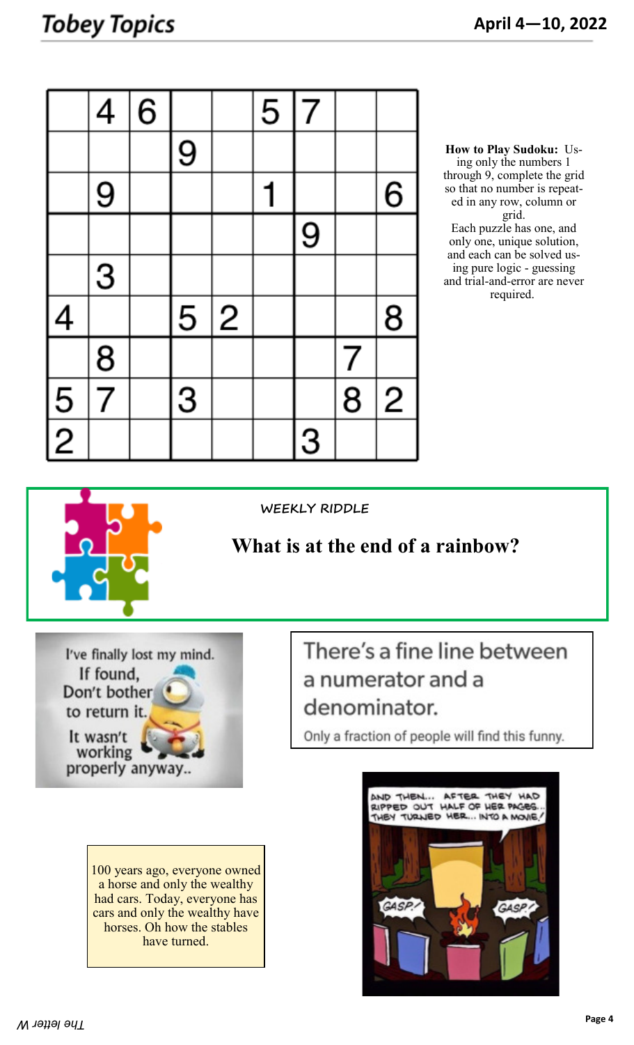| | | | | | | | | |
|---|---|---|---|---|---|---|---|---|
| | 4 | 6 | | | 5 | 7 | | |
| | | | 9 | | | | | |
| | 9 | | | | 1 | | | 6 |
| | | | | | | 9 | | |
| | 3 | | | | | | | |
| 4 | | | 5 | 2 | | | | 8 |
| | 8 | | | | | | 7 | |
| 5 | 7 | | 3 | | | | 8 | 2 |
| 2 | | | | | | 3 | | |

**How to Play Sudoku:** Using only the numbers 1 through 9, complete the grid so that no number is repeated in any row, column or grid.
Each puzzle has one, and only one, unique solution, and each can be solved using pure logic - guessing and trial-and-error are never required.

WEEKLY RIDDLE

**What is at the end of a rainbow?**

I've finally lost my mind. If found, Don't bother to return it. It wasn't working properly anyway..

There's a fine line between a numerator and a denominator.

Only a fraction of people will find this funny.

100 years ago, everyone owned a horse and only the wealthy had cars. Today, everyone has cars and only the wealthy have horses. Oh how the stables have turned.

AND THEN... AFTER THEY HAD RIPPED OUT HALF OF HER PAGES... THEY TURNED HER... INTO A MOVIE!

GASP! GASP!

The letter W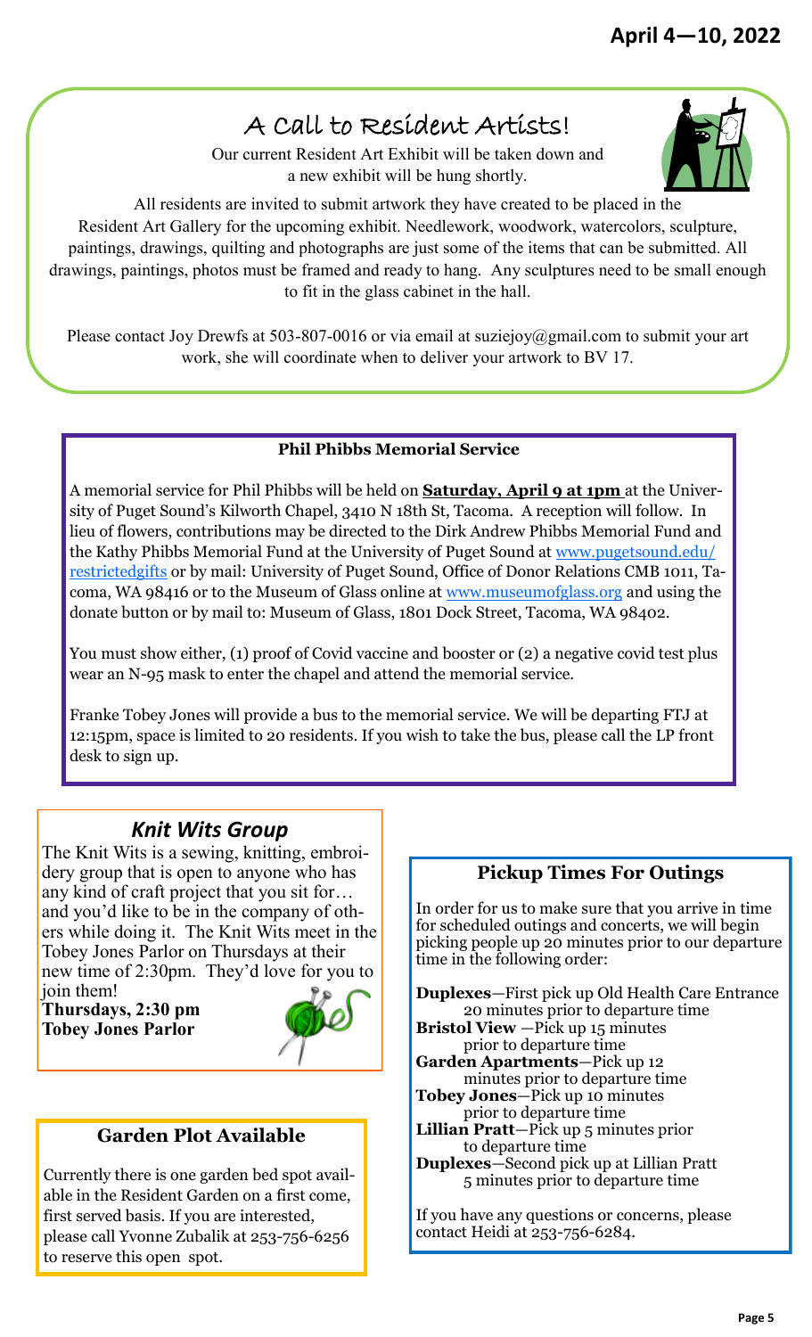April 4—10, 2022

## A Call to Resident Artists!

Our current Resident Art Exhibit will be taken down and a new exhibit will be hung shortly.

All residents are invited to submit artwork they have created to be placed in the Resident Art Gallery for the upcoming exhibit. Needlework, woodwork, watercolors, sculpture, paintings, drawings, quilting and photographs are just some of the items that can be submitted. All drawings, paintings, photos must be framed and ready to hang. Any sculptures need to be small enough to fit in the glass cabinet in the hall.

Please contact Joy Drewfs at 503-807-0016 or via email at suziejoy@gmail.com to submit your art work, she will coordinate when to deliver your artwork to BV 17.

### Phil Phibbs Memorial Service

A memorial service for Phil Phibbs will be held on **Saturday, April 9 at 1pm** at the University of Puget Sound's Kilworth Chapel, 3410 N 18th St, Tacoma. A reception will follow. In lieu of flowers, contributions may be directed to the Dirk Andrew Phibbs Memorial Fund and the Kathy Phibbs Memorial Fund at the University of Puget Sound at www.pugetsound.edu/restrictedgifts or by mail: University of Puget Sound, Office of Donor Relations CMB 1011, Tacoma, WA 98416 or to the Museum of Glass online at www.museumofglass.org and using the donate button or by mail to: Museum of Glass, 1801 Dock Street, Tacoma, WA 98402.

You must show either, (1) proof of Covid vaccine and booster or (2) a negative covid test plus wear an N-95 mask to enter the chapel and attend the memorial service.

Franke Tobey Jones will provide a bus to the memorial service. We will be departing FTJ at 12:15pm, space is limited to 20 residents. If you wish to take the bus, please call the LP front desk to sign up.

### *Knit Wits Group*

The Knit Wits is a sewing, knitting, embroidery group that is open to anyone who has any kind of craft project that you sit for… and you'd like to be in the company of others while doing it. The Knit Wits meet in the Tobey Jones Parlor on Thursdays at their new time of 2:30pm. They'd love for you to join them!

**Thursdays, 2:30 pm**
**Tobey Jones Parlor**

### Garden Plot Available

Currently there is one garden bed spot available in the Resident Garden on a first come, first served basis. If you are interested, please call Yvonne Zubalik at 253-756-6256 to reserve this open spot.

### Pickup Times For Outings

In order for us to make sure that you arrive in time for scheduled outings and concerts, we will begin picking people up 20 minutes prior to our departure time in the following order:

**Duplexes**—First pick up Old Health Care Entrance 20 minutes prior to departure time
**Bristol View** —Pick up 15 minutes prior to departure time
**Garden Apartments**—Pick up 12 minutes prior to departure time
**Tobey Jones**—Pick up 10 minutes prior to departure time
**Lillian Pratt**—Pick up 5 minutes prior to departure time
**Duplexes**—Second pick up at Lillian Pratt 5 minutes prior to departure time

If you have any questions or concerns, please contact Heidi at 253-756-6284.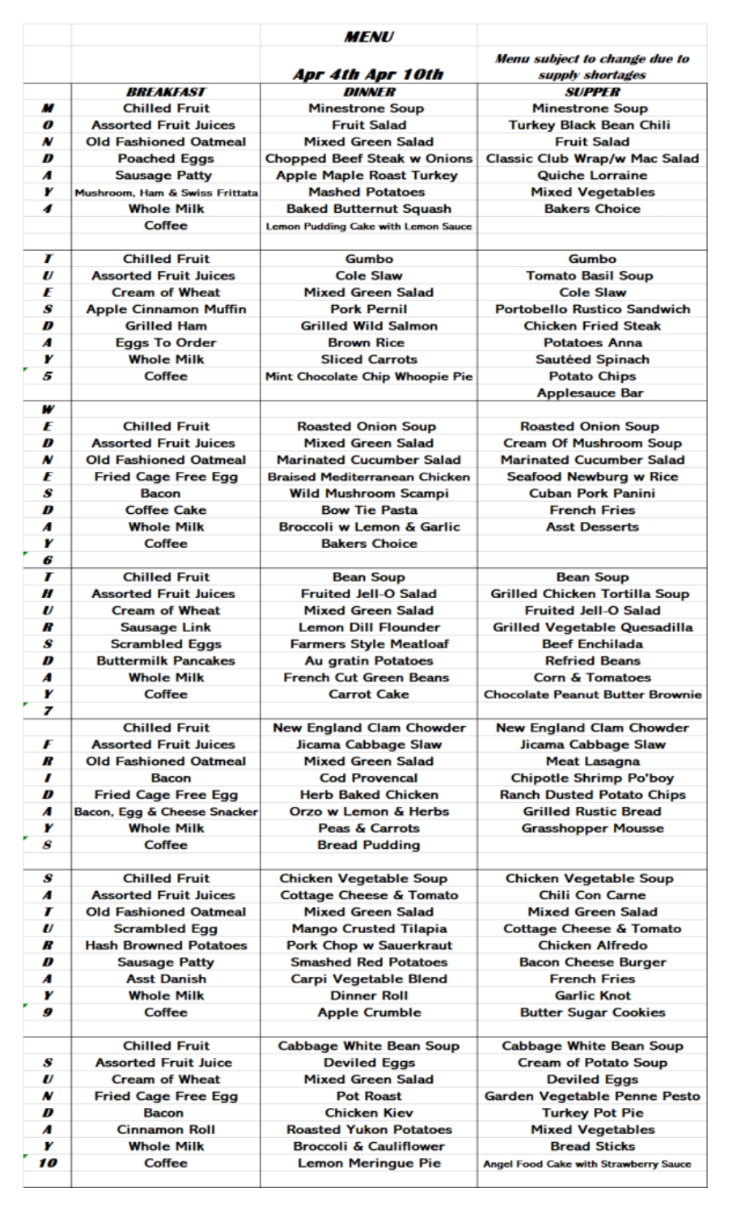| | | MENU | |
|---|---|---|---|
| | | **Apr 4th Apr 10th** | *Menu subject to change due to supply shortages* |
| | **BREAKFAST** | **DINNER** | **SUPPER** |
| **M** | Chilled Fruit | Minestrone Soup | Minestrone Soup |
| **O** | Assorted Fruit Juices | Fruit Salad | Turkey Black Bean Chili |
| **N** | Old Fashioned Oatmeal | Mixed Green Salad | Fruit Salad |
| **D** | Poached Eggs | Chopped Beef Steak w Onions | Classic Club Wrap/w Mac Salad |
| **A** | Sausage Patty | Apple Maple Roast Turkey | Quiche Lorraine |
| **Y** | Mushroom, Ham & Swiss Frittata | Mashed Potatoes | Mixed Vegetables |
| **4** | Whole Milk | Baked Butternut Squash | Bakers Choice |
| | Coffee | Lemon Pudding Cake with Lemon Sauce | |
| | | | |
| **T** | Chilled Fruit | Gumbo | Gumbo |
| **U** | Assorted Fruit Juices | Cole Slaw | Tomato Basil Soup |
| **E** | Cream of Wheat | Mixed Green Salad | Cole Slaw |
| **S** | Apple Cinnamon Muffin | Pork Pernil | Portobello Rustico Sandwich |
| **D** | Grilled Ham | Grilled Wild Salmon | Chicken Fried Steak |
| **A** | Eggs To Order | Brown Rice | Potatoes Anna |
| **Y** | Whole Milk | Sliced Carrots | Sautéed Spinach |
| **5** | Coffee | Mint Chocolate Chip Whoopie Pie | Potato Chips |
| | | | Applesauce Bar |
| **W** | | | |
| **E** | Chilled Fruit | Roasted Onion Soup | Roasted Onion Soup |
| **D** | Assorted Fruit Juices | Mixed Green Salad | Cream Of Mushroom Soup |
| **N** | Old Fashioned Oatmeal | Marinated Cucumber Salad | Marinated Cucumber Salad |
| **E** | Fried Cage Free Egg | Braised Mediterranean Chicken | Seafood Newburg w Rice |
| **S** | Bacon | Wild Mushroom Scampi | Cuban Pork Panini |
| **D** | Coffee Cake | Bow Tie Pasta | French Fries |
| **A** | Whole Milk | Broccoli w Lemon & Garlic | Asst Desserts |
| **Y** | Coffee | Bakers Choice | |
| **6** | | | |
| **T** | Chilled Fruit | Bean Soup | Bean Soup |
| **H** | Assorted Fruit Juices | Fruited Jell-O Salad | Grilled Chicken Tortilla Soup |
| **U** | Cream of Wheat | Mixed Green Salad | Fruited Jell-O Salad |
| **R** | Sausage Link | Lemon Dill Flounder | Grilled Vegetable Quesadilla |
| **S** | Scrambled Eggs | Farmers Style Meatloaf | Beef Enchilada |
| **D** | Buttermilk Pancakes | Au gratin Potatoes | Refried Beans |
| **A** | Whole Milk | French Cut Green Beans | Corn & Tomatoes |
| **Y** | Coffee | Carrot Cake | Chocolate Peanut Butter Brownie |
| **7** | | | |
| | Chilled Fruit | New England Clam Chowder | New England Clam Chowder |
| **F** | Assorted Fruit Juices | Jicama Cabbage Slaw | Jicama Cabbage Slaw |
| **R** | Old Fashioned Oatmeal | Mixed Green Salad | Meat Lasagna |
| **I** | Bacon | Cod Provencal | Chipotle Shrimp Po'boy |
| **D** | Fried Cage Free Egg | Herb Baked Chicken | Ranch Dusted Potato Chips |
| **A** | Bacon, Egg & Cheese Snacker | Orzo w Lemon & Herbs | Grilled Rustic Bread |
| **Y** | Whole Milk | Peas & Carrots | Grasshopper Mousse |
| **8** | Coffee | Bread Pudding | |
| | | | |
| **S** | Chilled Fruit | Chicken Vegetable Soup | Chicken Vegetable Soup |
| **A** | Assorted Fruit Juices | Cottage Cheese & Tomato | Chili Con Carne |
| **T** | Old Fashioned Oatmeal | Mixed Green Salad | Mixed Green Salad |
| **U** | Scrambled Egg | Mango Crusted Tilapia | Cottage Cheese & Tomato |
| **R** | Hash Browned Potatoes | Pork Chop w Sauerkraut | Chicken Alfredo |
| **D** | Sausage Patty | Smashed Red Potatoes | Bacon Cheese Burger |
| **A** | Asst Danish | Carpi Vegetable Blend | French Fries |
| **Y** | Whole Milk | Dinner Roll | Garlic Knot |
| **9** | Coffee | Apple Crumble | Butter Sugar Cookies |
| | | | |
| | Chilled Fruit | Cabbage White Bean Soup | Cabbage White Bean Soup |
| **S** | Assorted Fruit Juice | Deviled Eggs | Cream of Potato Soup |
| **U** | Cream of Wheat | Mixed Green Salad | Deviled Eggs |
| **N** | Fried Cage Free Egg | Pot Roast | Garden Vegetable Penne Pesto |
| **D** | Bacon | Chicken Kiev | Turkey Pot Pie |
| **A** | Cinnamon Roll | Roasted Yukon Potatoes | Mixed Vegetables |
| **Y** | Whole Milk | Broccoli & Cauliflower | Bread Sticks |
| **10** | Coffee | Lemon Meringue Pie | Angel Food Cake with Strawberry Sauce |